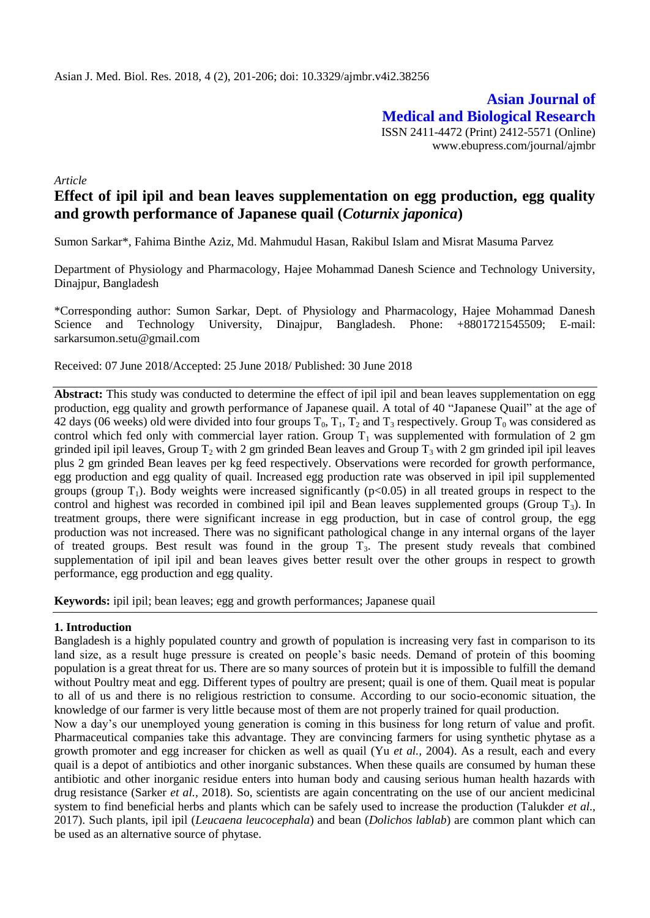*Article*

# Effect of ipil ipil and bean leaves supplementation on egg production, egg quality and growth performance of Japanese quail (*Coturnix japonica*)

Sumon Sarkar*, Fahima Binthe Aziz, Md. Mahmudul Hasan, Rakibul Islam and Misrat Masuma Parvez

Department of Physiology and Pharmacology, Hajee Mohammad Danesh Science and Technology University, Dinajpur, Bangladesh

*Corresponding author: Sumon Sarkar, Dept. of Physiology and Pharmacology, Hajee Mohammad Danesh Science and Technology University, Dinajpur, Bangladesh. Phone: +8801721545509; E-mail: sarkarsumon.setu@gmail.com

Received: 07 June 2018/Accepted: 25 June 2018/ Published: 30 June 2018

**Abstract:** This study was conducted to determine the effect of ipil ipil and bean leaves supplementation on egg production, egg quality and growth performance of Japanese quail. A total of 40 "Japanese Quail" at the age of 42 days (06 weeks) old were divided into four groups $T_0$, $T_1$, $T_2$ and $T_3$ respectively. Group $T_0$ was considered as control which fed only with commercial layer ration. Group $T_1$ was supplemented with formulation of 2 gm grinded ipil ipil leaves, Group $T_2$ with 2 gm grinded Bean leaves and Group $T_3$ with 2 gm grinded ipil ipil leaves plus 2 gm grinded Bean leaves per kg feed respectively. Observations were recorded for growth performance, egg production and egg quality of quail. Increased egg production rate was observed in ipil ipil supplemented groups (group $T_1$). Body weights were increased significantly ($p<0.05$) in all treated groups in respect to the control and highest was recorded in combined ipil ipil and Bean leaves supplemented groups (Group $T_3$). In treatment groups, there were significant increase in egg production, but in case of control group, the egg production was not increased. There was no significant pathological change in any internal organs of the layer of treated groups. Best result was found in the group $T_3$. The present study reveals that combined supplementation of ipil ipil and bean leaves gives better result over the other groups in respect to growth performance, egg production and egg quality.

**Keywords:** ipil ipil; bean leaves; egg and growth performances; Japanese quail

## 1. Introduction

Bangladesh is a highly populated country and growth of population is increasing very fast in comparison to its land size, as a result huge pressure is created on people's basic needs. Demand of protein of this booming population is a great threat for us. There are so many sources of protein but it is impossible to fulfill the demand without Poultry meat and egg. Different types of poultry are present; quail is one of them. Quail meat is popular to all of us and there is no religious restriction to consume. According to our socio-economic situation, the knowledge of our farmer is very little because most of them are not properly trained for quail production.

Now a day's our unemployed young generation is coming in this business for long return of value and profit. Pharmaceutical companies take this advantage. They are convincing farmers for using synthetic phytase as a growth promoter and egg increaser for chicken as well as quail (Yu *et al.,* 2004). As a result, each and every quail is a depot of antibiotics and other inorganic substances. When these quails are consumed by human these antibiotic and other inorganic residue enters into human body and causing serious human health hazards with drug resistance (Sarker *et al.,* 2018). So, scientists are again concentrating on the use of our ancient medicinal system to find beneficial herbs and plants which can be safely used to increase the production (Talukder *et al.*, 2017). Such plants, ipil ipil (*Leucaena leucocephala*) and bean (*Dolichos lablab*) are common plant which can be used as an alternative source of phytase.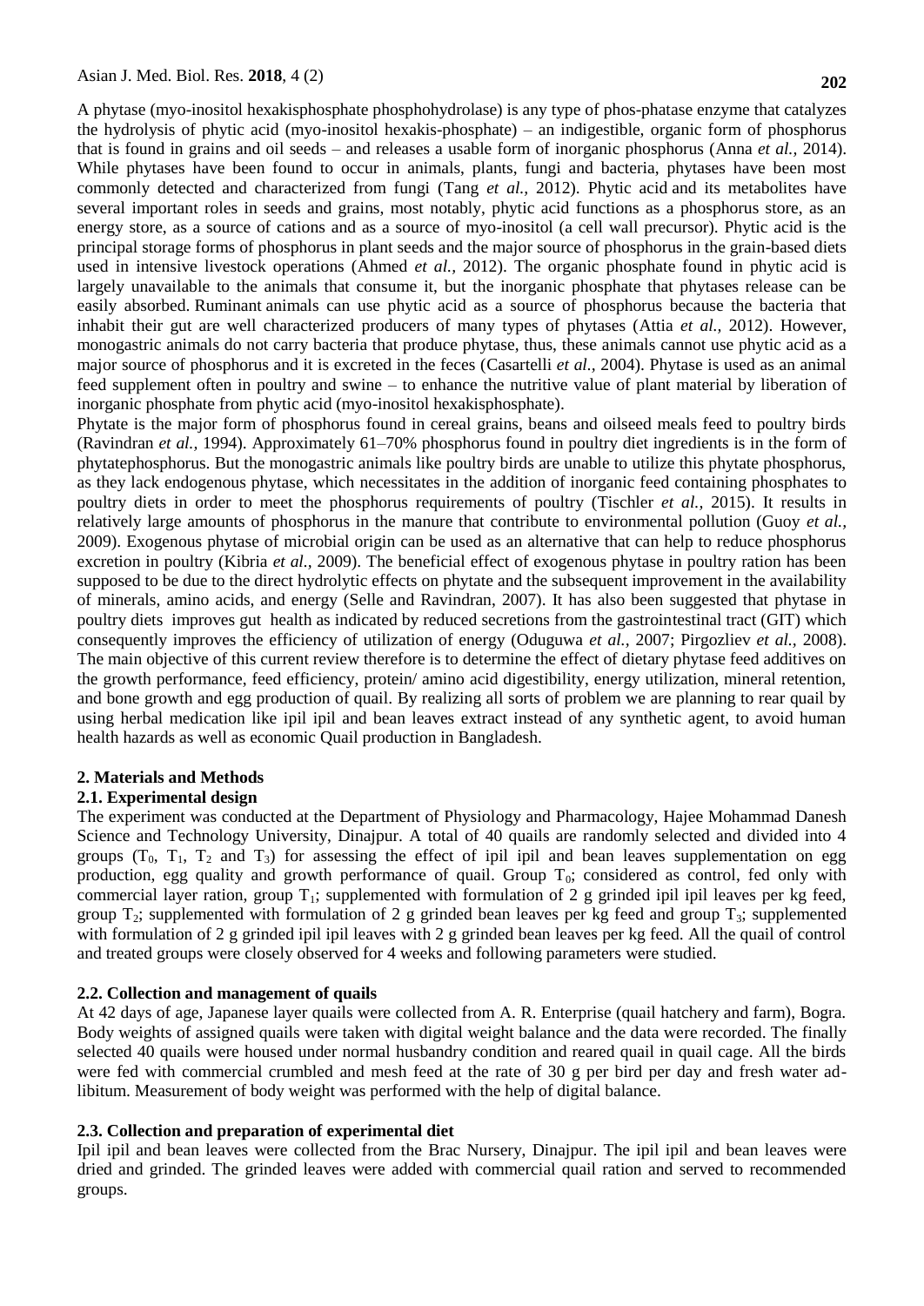A phytase (myo-inositol hexakisphosphate phosphohydrolase) is any type of phos-phatase enzyme that catalyzes the hydrolysis of phytic acid (myo-inositol hexakis-phosphate) – an indigestible, organic form of phosphorus that is found in grains and oil seeds – and releases a usable form of inorganic phosphorus (Anna *et al.,* 2014). While phytases have been found to occur in animals, plants, fungi and bacteria, phytases have been most commonly detected and characterized from fungi (Tang *et al.,* 2012). Phytic acid and its metabolites have several important roles in seeds and grains, most notably, phytic acid functions as a phosphorus store, as an energy store, as a source of cations and as a source of myo-inositol (a cell wall precursor). Phytic acid is the principal storage forms of phosphorus in plant seeds and the major source of phosphorus in the grain-based diets used in intensive livestock operations (Ahmed *et al.,* 2012). The organic phosphate found in phytic acid is largely unavailable to the animals that consume it, but the inorganic phosphate that phytases release can be easily absorbed. Ruminant animals can use phytic acid as a source of phosphorus because the bacteria that inhabit their gut are well characterized producers of many types of phytases (Attia *et al.,* 2012). However, monogastric animals do not carry bacteria that produce phytase, thus, these animals cannot use phytic acid as a major source of phosphorus and it is excreted in the feces (Casartelli *et al.,* 2004). Phytase is used as an animal feed supplement often in poultry and swine – to enhance the nutritive value of plant material by liberation of inorganic phosphate from phytic acid (myo-inositol hexakisphosphate).

Phytate is the major form of phosphorus found in cereal grains, beans and oilseed meals feed to poultry birds (Ravindran *et al.,* 1994). Approximately 61–70% phosphorus found in poultry diet ingredients is in the form of phytatephosphorus. But the monogastric animals like poultry birds are unable to utilize this phytate phosphorus, as they lack endogenous phytase, which necessitates in the addition of inorganic feed containing phosphates to poultry diets in order to meet the phosphorus requirements of poultry (Tischler *et al.,* 2015). It results in relatively large amounts of phosphorus in the manure that contribute to environmental pollution (Guoy *et al.,* 2009). Exogenous phytase of microbial origin can be used as an alternative that can help to reduce phosphorus excretion in poultry (Kibria *et al.,* 2009). The beneficial effect of exogenous phytase in poultry ration has been supposed to be due to the direct hydrolytic effects on phytate and the subsequent improvement in the availability of minerals, amino acids, and energy (Selle and Ravindran, 2007). It has also been suggested that phytase in poultry diets improves gut health as indicated by reduced secretions from the gastrointestinal tract (GIT) which consequently improves the efficiency of utilization of energy (Oduguwa *et al.,* 2007; Pirgozliev *et al.,* 2008). The main objective of this current review therefore is to determine the effect of dietary phytase feed additives on the growth performance, feed efficiency, protein/ amino acid digestibility, energy utilization, mineral retention, and bone growth and egg production of quail. By realizing all sorts of problem we are planning to rear quail by using herbal medication like ipil ipil and bean leaves extract instead of any synthetic agent, to avoid human health hazards as well as economic Quail production in Bangladesh.

## 2. Materials and Methods

### 2.1. Experimental design

The experiment was conducted at the Department of Physiology and Pharmacology, Hajee Mohammad Danesh Science and Technology University, Dinajpur. A total of 40 quails are randomly selected and divided into 4 groups ($T_0$, $T_1$, $T_2$ and $T_3$) for assessing the effect of ipil ipil and bean leaves supplementation on egg production, egg quality and growth performance of quail. Group $T_0$; considered as control, fed only with commercial layer ration, group $T_1$; supplemented with formulation of 2 g grinded ipil ipil leaves per kg feed, group $T_2$; supplemented with formulation of 2 g grinded bean leaves per kg feed and group $T_3$; supplemented with formulation of 2 g grinded ipil ipil leaves with 2 g grinded bean leaves per kg feed. All the quail of control and treated groups were closely observed for 4 weeks and following parameters were studied.

### 2.2. Collection and management of quails

At 42 days of age, Japanese layer quails were collected from A. R. Enterprise (quail hatchery and farm), Bogra. Body weights of assigned quails were taken with digital weight balance and the data were recorded. The finally selected 40 quails were housed under normal husbandry condition and reared quail in quail cage. All the birds were fed with commercial crumbled and mesh feed at the rate of 30 g per bird per day and fresh water ad-libitum. Measurement of body weight was performed with the help of digital balance.

### 2.3. Collection and preparation of experimental diet

Ipil ipil and bean leaves were collected from the Brac Nursery, Dinajpur. The ipil ipil and bean leaves were dried and grinded. The grinded leaves were added with commercial quail ration and served to recommended groups.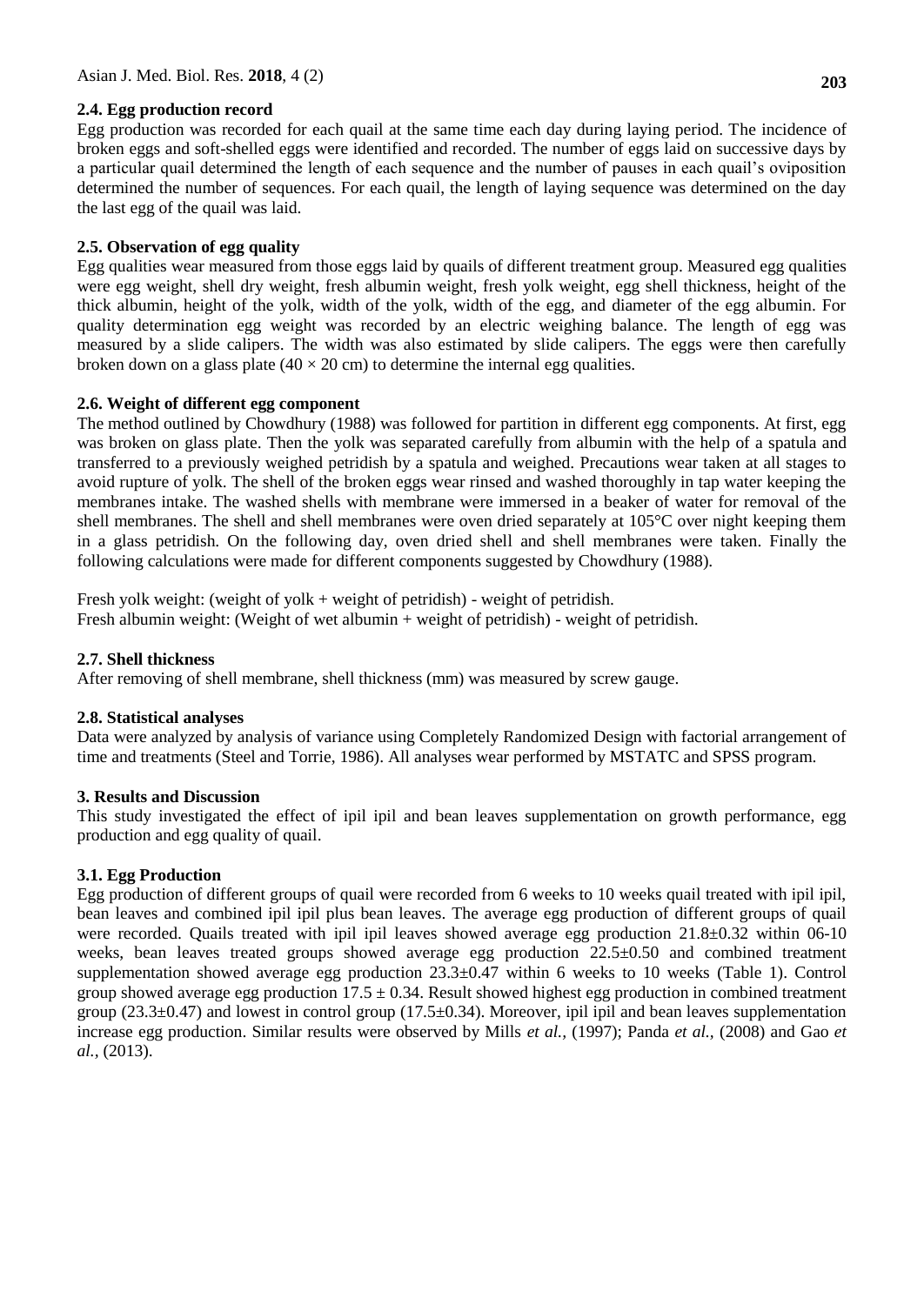### 2.4. Egg production record

Egg production was recorded for each quail at the same time each day during laying period. The incidence of broken eggs and soft-shelled eggs were identified and recorded. The number of eggs laid on successive days by a particular quail determined the length of each sequence and the number of pauses in each quail's oviposition determined the number of sequences. For each quail, the length of laying sequence was determined on the day the last egg of the quail was laid.

### 2.5. Observation of egg quality

Egg qualities wear measured from those eggs laid by quails of different treatment group. Measured egg qualities were egg weight, shell dry weight, fresh albumin weight, fresh yolk weight, egg shell thickness, height of the thick albumin, height of the yolk, width of the yolk, width of the egg, and diameter of the egg albumin. For quality determination egg weight was recorded by an electric weighing balance. The length of egg was measured by a slide calipers. The width was also estimated by slide calipers. The eggs were then carefully broken down on a glass plate ($40 \times 20$ cm) to determine the internal egg qualities.

### 2.6. Weight of different egg component

The method outlined by Chowdhury (1988) was followed for partition in different egg components. At first, egg was broken on glass plate. Then the yolk was separated carefully from albumin with the help of a spatula and transferred to a previously weighed petridish by a spatula and weighed. Precautions wear taken at all stages to avoid rupture of yolk. The shell of the broken eggs wear rinsed and washed thoroughly in tap water keeping the membranes intake. The washed shells with membrane were immersed in a beaker of water for removal of the shell membranes. The shell and shell membranes were oven dried separately at 105°C over night keeping them in a glass petridish. On the following day, oven dried shell and shell membranes were taken. Finally the following calculations were made for different components suggested by Chowdhury (1988).

Fresh yolk weight: (weight of yolk + weight of petridish) - weight of petridish.
Fresh albumin weight: (Weight of wet albumin + weight of petridish) - weight of petridish.

### 2.7. Shell thickness

After removing of shell membrane, shell thickness (mm) was measured by screw gauge.

### 2.8. Statistical analyses

Data were analyzed by analysis of variance using Completely Randomized Design with factorial arrangement of time and treatments (Steel and Torrie, 1986). All analyses wear performed by MSTATC and SPSS program.

## 3. Results and Discussion

This study investigated the effect of ipil ipil and bean leaves supplementation on growth performance, egg production and egg quality of quail.

### 3.1. Egg Production

Egg production of different groups of quail were recorded from 6 weeks to 10 weeks quail treated with ipil ipil, bean leaves and combined ipil ipil plus bean leaves. The average egg production of different groups of quail were recorded. Quails treated with ipil ipil leaves showed average egg production 21.8±0.32 within 06-10 weeks, bean leaves treated groups showed average egg production 22.5±0.50 and combined treatment supplementation showed average egg production 23.3±0.47 within 6 weeks to 10 weeks (Table 1). Control group showed average egg production 17.5 ± 0.34. Result showed highest egg production in combined treatment group (23.3±0.47) and lowest in control group (17.5±0.34). Moreover, ipil ipil and bean leaves supplementation increase egg production. Similar results were observed by Mills *et al.,* (1997); Panda *et al.,* (2008) and Gao *et al.,* (2013).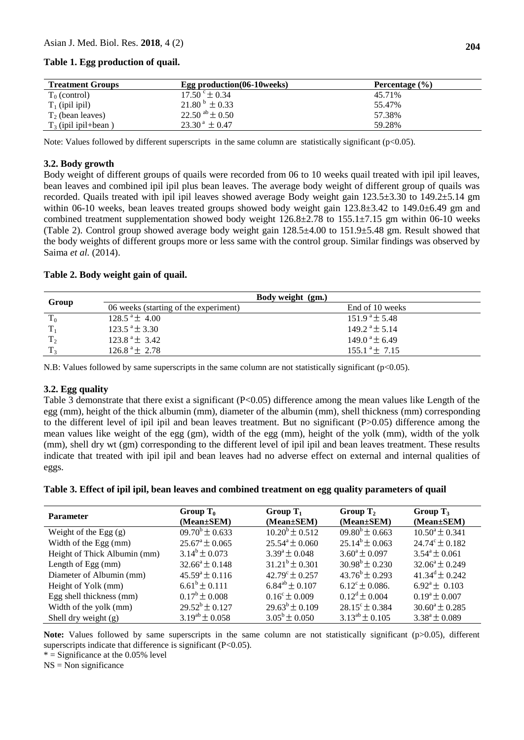**Table 1. Egg production of quail.**

| Treatment Groups | Egg production(06-10weeks) | Percentage (%) |
|---|---|---|
| $T_0$ (control) | $17.50^{c} \pm 0.34$ | 45.71% |
| $T_1$ (ipil ipil) | $21.80^{b} \pm 0.33$ | 55.47% |
| $T_2$ (bean leaves) | $22.50^{ab} \pm 0.50$ | 57.38% |
| $T_3$ (ipil ipil+bean ) | $23.30^{a} \pm 0.47$ | 59.28% |

Note: Values followed by different superscripts in the same column are statistically significant ($p<0.05$).

### 3.2. Body growth

Body weight of different groups of quails were recorded from 06 to 10 weeks quail treated with ipil ipil leaves, bean leaves and combined ipil ipil plus bean leaves. The average body weight of different group of quails was recorded. Quails treated with ipil ipil leaves showed average Body weight gain 123.5±3.30 to 149.2±5.14 gm within 06-10 weeks, bean leaves treated groups showed body weight gain 123.8±3.42 to 149.0±6.49 gm and combined treatment supplementation showed body weight 126.8±2.78 to 155.1±7.15 gm within 06-10 weeks (Table 2). Control group showed average body weight gain 128.5±4.00 to 151.9±5.48 gm. Result showed that the body weights of different groups more or less same with the control group. Similar findings was observed by Saima *et al.* (2014).

**Table 2. Body weight gain of quail.**

| Group | Body weight (gm.) | |
|---|---|---|
| | 06 weeks (starting of the experiment) | End of 10 weeks |
| $T_0$ | $128.5^{a} \pm 4.00$ | $151.9^{a} \pm 5.48$ |
| $T_1$ | $123.5^{a} \pm 3.30$ | $149.2^{a} \pm 5.14$ |
| $T_2$ | $123.8^{a} \pm 3.42$ | $149.0^{a} \pm 6.49$ |
| $T_3$ | $126.8^{a} \pm 2.78$ | $155.1^{a} \pm 7.15$ |

N.B: Values followed by same superscripts in the same column are not statistically significant ($p<0.05$).

### 3.2. Egg quality

Table 3 demonstrate that there exist a significant ($P<0.05$) difference among the mean values like Length of the egg (mm), height of the thick albumin (mm), diameter of the albumin (mm), shell thickness (mm) corresponding to the different level of ipil ipil and bean leaves treatment. But no significant ($P>0.05$) difference among the mean values like weight of the egg (gm), width of the egg (mm), height of the yolk (mm), width of the yolk (mm), shell dry wt (gm) corresponding to the different level of ipil ipil and bean leaves treatment. These results indicate that treated with ipil ipil and bean leaves had no adverse effect on external and internal qualities of eggs.

**Table 3. Effect of ipil ipil, bean leaves and combined treatment on egg quality parameters of quail**

| Parameter | Group $T_0$ (Mean±SEM) | Group $T_1$ (Mean±SEM) | Group $T_2$ (Mean±SEM) | Group $T_3$ (Mean±SEM) |
|---|---|---|---|---|
| Weight of the Egg (g) | $09.70^{b} \pm 0.633$ | $10.20^{b} \pm 0.512$ | $09.80^{b} \pm 0.663$ | $10.50^{a} \pm 0.341$ |
| Width of the Egg (mm) | $25.67^{a} \pm 0.065$ | $25.54^{a} \pm 0.060$ | $25.14^{b} \pm 0.063$ | $24.74^{c} \pm 0.182$ |
| Height of Thick Albumin (mm) | $3.14^{b} \pm 0.073$ | $3.39^{a} \pm 0.048$ | $3.60^{a} \pm 0.097$ | $3.54^{a} \pm 0.061$ |
| Length of Egg (mm) | $32.66^{a} \pm 0.148$ | $31.21^{b} \pm 0.301$ | $30.98^{b} \pm 0.230$ | $32.06^{a} \pm 0.249$ |
| Diameter of Albumin (mm) | $45.59^{a} \pm 0.116$ | $42.79^{c} \pm 0.257$ | $43.76^{b} \pm 0.293$ | $41.34^{d} \pm 0.242$ |
| Height of Yolk (mm) | $6.61^{b} \pm 0.111$ | $6.84^{ab} \pm 0.107$ | $6.12^{c} \pm 0.086.$ | $6.92^{a} \pm 0.103$ |
| Egg shell thickness (mm) | $0.17^{b} \pm 0.008$ | $0.16^{c} \pm 0.009$ | $0.12^{d} \pm 0.004$ | $0.19^{a} \pm 0.007$ |
| Width of the yolk (mm) | $29.52^{b} \pm 0.127$ | $29.63^{b} \pm 0.109$ | $28.15^{c} \pm 0.384$ | $30.60^{a} \pm 0.285$ |
| Shell dry weight (g) | $3.19^{ab} \pm 0.058$ | $3.05^{b} \pm 0.050$ | $3.13^{ab} \pm 0.105$ | $3.38^{a} \pm 0.089$ |

**Note:** Values followed by same superscripts in the same column are not statistically significant ($p>0.05$), different superscripts indicate that difference is significant ($P<0.05$).

* = Significance at the 0.05% level

NS = Non significance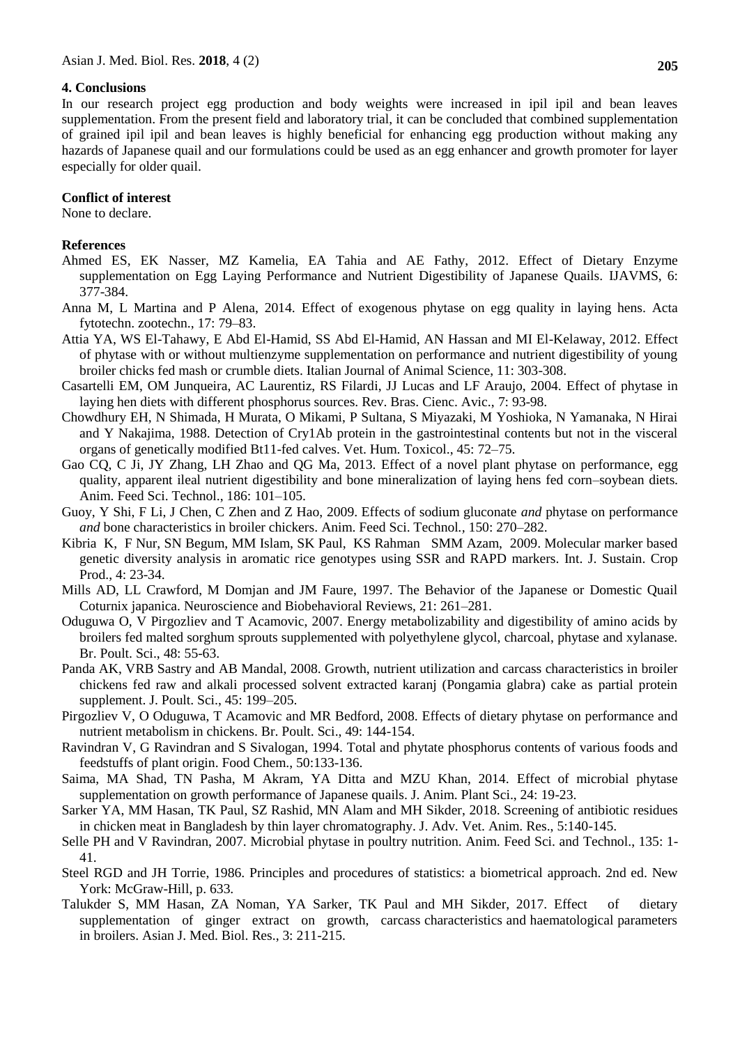## 4. Conclusions

In our research project egg production and body weights were increased in ipil ipil and bean leaves supplementation. From the present field and laboratory trial, it can be concluded that combined supplementation of grained ipil ipil and bean leaves is highly beneficial for enhancing egg production without making any hazards of Japanese quail and our formulations could be used as an egg enhancer and growth promoter for layer especially for older quail.

## Conflict of interest

None to declare.

## References

Ahmed ES, EK Nasser, MZ Kamelia, EA Tahia and AE Fathy, 2012. Effect of Dietary Enzyme supplementation on Egg Laying Performance and Nutrient Digestibility of Japanese Quails. IJAVMS, 6: 377-384.

Anna M, L Martina and P Alena, 2014. Effect of exogenous phytase on egg quality in laying hens. Acta fytotechn. zootechn., 17: 79–83.

Attia YA, WS El-Tahawy, E Abd El-Hamid, SS Abd El-Hamid, AN Hassan and MI El-Kelaway, 2012. Effect of phytase with or without multienzyme supplementation on performance and nutrient digestibility of young broiler chicks fed mash or crumble diets. Italian Journal of Animal Science, 11: 303-308.

Casartelli EM, OM Junqueira, AC Laurentiz, RS Filardi, JJ Lucas and LF Araujo, 2004. Effect of phytase in laying hen diets with different phosphorus sources. Rev. Bras. Cienc. Avic., 7: 93-98.

Chowdhury EH, N Shimada, H Murata, O Mikami, P Sultana, S Miyazaki, M Yoshioka, N Yamanaka, N Hirai and Y Nakajima, 1988. Detection of Cry1Ab protein in the gastrointestinal contents but not in the visceral organs of genetically modified Bt11-fed calves. Vet. Hum. Toxicol., 45: 72–75.

Gao CQ, C Ji, JY Zhang, LH Zhao and QG Ma, 2013. Effect of a novel plant phytase on performance, egg quality, apparent ileal nutrient digestibility and bone mineralization of laying hens fed corn–soybean diets. Anim. Feed Sci. Technol., 186: 101–105.

Guoy, Y Shi, F Li, J Chen, C Zhen and Z Hao, 2009. Effects of sodium gluconate *and* phytase on performance *and* bone characteristics in broiler chickers. Anim. Feed Sci. Technol., 150: 270–282.

Kibria K, F Nur, SN Begum, MM Islam, SK Paul, KS Rahman SMM Azam, 2009. Molecular marker based genetic diversity analysis in aromatic rice genotypes using SSR and RAPD markers. Int. J. Sustain. Crop Prod., 4: 23-34.

Mills AD, LL Crawford, M Domjan and JM Faure, 1997. The Behavior of the Japanese or Domestic Quail Coturnix japanica. Neuroscience and Biobehavioral Reviews, 21: 261–281.

Oduguwa O, V Pirgozliev and T Acamovic, 2007. Energy metabolizability and digestibility of amino acids by broilers fed malted sorghum sprouts supplemented with polyethylene glycol, charcoal, phytase and xylanase. Br. Poult. Sci., 48: 55-63.

Panda AK, VRB Sastry and AB Mandal, 2008. Growth, nutrient utilization and carcass characteristics in broiler chickens fed raw and alkali processed solvent extracted karanj (Pongamia glabra) cake as partial protein supplement. J. Poult. Sci., 45: 199–205.

Pirgozliev V, O Oduguwa, T Acamovic and MR Bedford, 2008. Effects of dietary phytase on performance and nutrient metabolism in chickens. Br. Poult. Sci., 49: 144-154.

Ravindran V, G Ravindran and S Sivalogan, 1994. Total and phytate phosphorus contents of various foods and feedstuffs of plant origin. Food Chem., 50:133-136.

Saima, MA Shad, TN Pasha, M Akram, YA Ditta and MZU Khan, 2014. Effect of microbial phytase supplementation on growth performance of Japanese quails. J. Anim. Plant Sci., 24: 19-23.

Sarker YA, MM Hasan, TK Paul, SZ Rashid, MN Alam and MH Sikder, 2018. Screening of antibiotic residues in chicken meat in Bangladesh by thin layer chromatography. J. Adv. Vet. Anim. Res., 5:140-145.

Selle PH and V Ravindran, 2007. Microbial phytase in poultry nutrition. Anim. Feed Sci. and Technol., 135: 1-41.

Steel RGD and JH Torrie, 1986. Principles and procedures of statistics: a biometrical approach. 2nd ed. New York: McGraw-Hill, p. 633.

Talukder S, MM Hasan, ZA Noman, YA Sarker, TK Paul and MH Sikder, 2017. Effect of dietary supplementation of ginger extract on growth, carcass characteristics and haematological parameters in broilers. Asian J. Med. Biol. Res., 3: 211-215.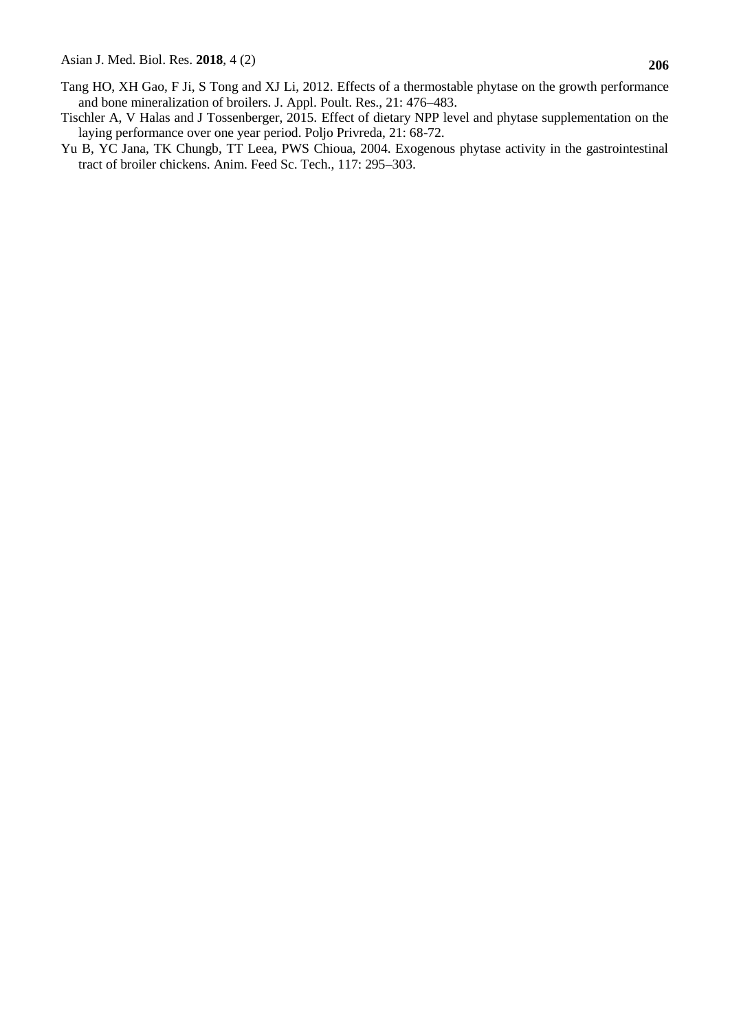Tang HO, XH Gao, F Ji, S Tong and XJ Li, 2012. Effects of a thermostable phytase on the growth performance and bone mineralization of broilers. J. Appl. Poult. Res., 21: 476–483.

Tischler A, V Halas and J Tossenberger, 2015. Effect of dietary NPP level and phytase supplementation on the laying performance over one year period. Poljo Privreda, 21: 68-72.

Yu B, YC Jana, TK Chungb, TT Leea, PWS Chioua, 2004. Exogenous phytase activity in the gastrointestinal tract of broiler chickens. Anim. Feed Sc. Tech., 117: 295–303.